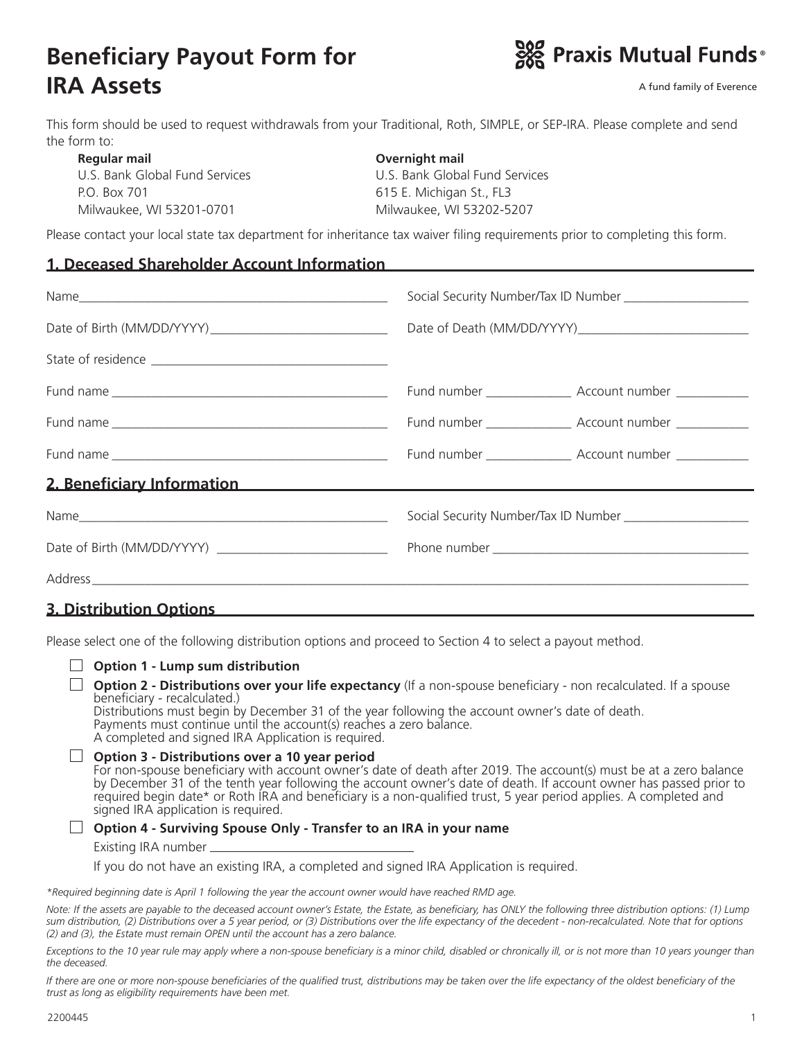# Beneficiary Payout Form for IRA Assets

**Praxis Mutual Funds®**
A fund family of Everence

This form should be used to request withdrawals from your Traditional, Roth, SIMPLE, or SEP-IRA. Please complete and send the form to:

**Regular mail**
U.S. Bank Global Fund Services
P.O. Box 701
Milwaukee, WI 53201-0701

**Overnight mail**
U.S. Bank Global Fund Services
615 E. Michigan St., FL3
Milwaukee, WI 53202-5207

Please contact your local state tax department for inheritance tax waiver filing requirements prior to completing this form.

## 1. Deceased Shareholder Account Information

Name___________________________ Social Security Number/Tax ID Number ___________

Date of Birth (MM/DD/YYYY)_______________ Date of Death (MM/DD/YYYY)_______________

State of residence ___________________

Fund name ___________________ Fund number _________ Account number _________

Fund name ___________________ Fund number _________ Account number _________

Fund name ___________________ Fund number _________ Account number _________

## 2. Beneficiary Information

Name___________________________ Social Security Number/Tax ID Number ___________

Date of Birth (MM/DD/YYYY) _______________ Phone number ___________________

Address_____________________________________________

## 3. Distribution Options

Please select one of the following distribution options and proceed to Section 4 to select a payout method.

☐ **Option 1 - Lump sum distribution**

☐ **Option 2 - Distributions over your life expectancy** (If a non-spouse beneficiary - non recalculated. If a spouse beneficiary - recalculated.)
Distributions must begin by December 31 of the year following the account owner's date of death.
Payments must continue until the account(s) reaches a zero balance.
A completed and signed IRA Application is required.

☐ **Option 3 - Distributions over a 10 year period**
For non-spouse beneficiary with account owner's date of death after 2019. The account(s) must be at a zero balance by December 31 of the tenth year following the account owner's date of death. If account owner has passed prior to required begin date* or Roth IRA and beneficiary is a non-qualified trust, 5 year period applies. A completed and signed IRA application is required.

☐ **Option 4 - Surviving Spouse Only - Transfer to an IRA in your name**
Existing IRA number ___________________
If you do not have an existing IRA, a completed and signed IRA Application is required.

*\*Required beginning date is April 1 following the year the account owner would have reached RMD age.*

*Note: If the assets are payable to the deceased account owner's Estate, the Estate, as beneficiary, has ONLY the following three distribution options: (1) Lump sum distribution, (2) Distributions over a 5 year period, or (3) Distributions over the life expectancy of the decedent - non-recalculated. Note that for options (2) and (3), the Estate must remain OPEN until the account has a zero balance.*

*Exceptions to the 10 year rule may apply where a non-spouse beneficiary is a minor child, disabled or chronically ill, or is not more than 10 years younger than the deceased.*

*If there are one or more non-spouse beneficiaries of the qualified trust, distributions may be taken over the life expectancy of the oldest beneficiary of the trust as long as eligibility requirements have been met.*

2200445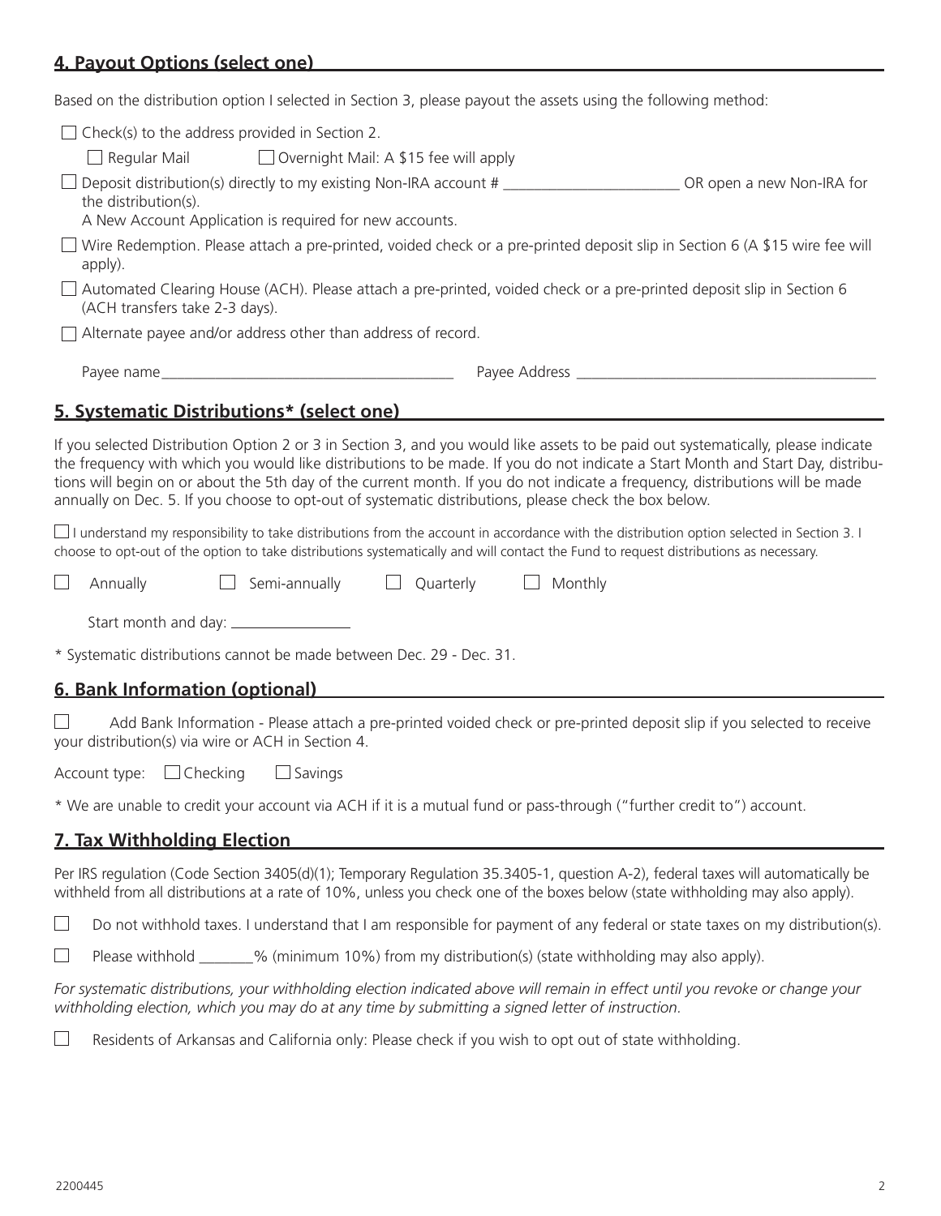## 4. Payout Options (select one)

Based on the distribution option I selected in Section 3, please payout the assets using the following method:

☐ Check(s) to the address provided in Section 2.

- ☐ Regular Mail ☐ Overnight Mail: A $15 fee will apply

☐ Deposit distribution(s) directly to my existing Non-IRA account # ______________________ OR open a new Non-IRA for the distribution(s).
A New Account Application is required for new accounts.

☐ Wire Redemption. Please attach a pre-printed, voided check or a pre-printed deposit slip in Section 6 (A $15 wire fee will apply).

☐ Automated Clearing House (ACH). Please attach a pre-printed, voided check or a pre-printed deposit slip in Section 6 (ACH transfers take 2-3 days).

☐ Alternate payee and/or address other than address of record.

Payee name_____________________________________ Payee Address _____________________________________

## 5. Systematic Distributions* (select one)

If you selected Distribution Option 2 or 3 in Section 3, and you would like assets to be paid out systematically, please indicate the frequency with which you would like distributions to be made. If you do not indicate a Start Month and Start Day, distributions will begin on or about the 5th day of the current month. If you do not indicate a frequency, distributions will be made annually on Dec. 5. If you choose to opt-out of systematic distributions, please check the box below.

☐ I understand my responsibility to take distributions from the account in accordance with the distribution option selected in Section 3. I choose to opt-out of the option to take distributions systematically and will contact the Fund to request distributions as necessary.

☐ Annually ☐ Semi-annually ☐ Quarterly ☐ Monthly

Start month and day: _______________

* Systematic distributions cannot be made between Dec. 29 - Dec. 31.

## 6. Bank Information (optional)

☐ Add Bank Information - Please attach a pre-printed voided check or pre-printed deposit slip if you selected to receive your distribution(s) via wire or ACH in Section 4.

Account type: ☐ Checking ☐ Savings

* We are unable to credit your account via ACH if it is a mutual fund or pass-through ("further credit to") account.

## 7. Tax Withholding Election

Per IRS regulation (Code Section 3405(d)(1); Temporary Regulation 35.3405-1, question A-2), federal taxes will automatically be withheld from all distributions at a rate of 10%, unless you check one of the boxes below (state withholding may also apply).

☐ Do not withhold taxes. I understand that I am responsible for payment of any federal or state taxes on my distribution(s).

☐ Please withhold _______% (minimum 10%) from my distribution(s) (state withholding may also apply).

*For systematic distributions, your withholding election indicated above will remain in effect until you revoke or change your withholding election, which you may do at any time by submitting a signed letter of instruction.*

☐ Residents of Arkansas and California only: Please check if you wish to opt out of state withholding.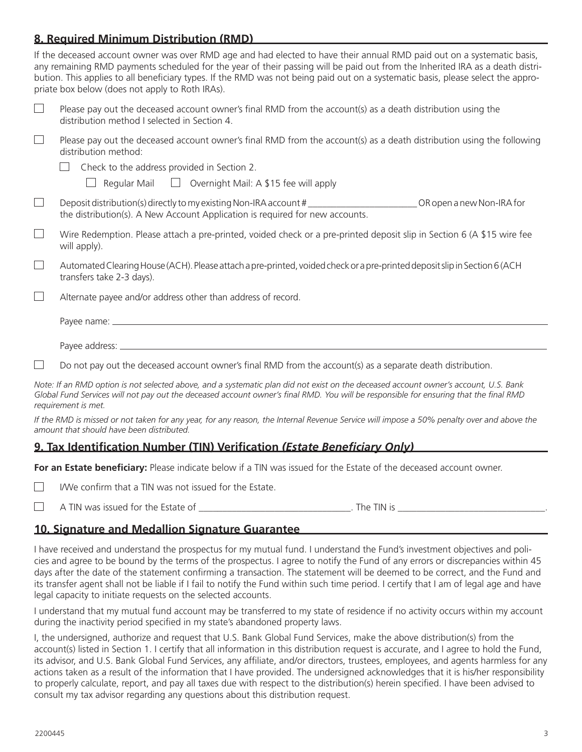## 8. Required Minimum Distribution (RMD)

If the deceased account owner was over RMD age and had elected to have their annual RMD paid out on a systematic basis, any remaining RMD payments scheduled for the year of their passing will be paid out from the Inherited IRA as a death distribution. This applies to all beneficiary types. If the RMD was not being paid out on a systematic basis, please select the appropriate box below (does not apply to Roth IRAs).

☐ Please pay out the deceased account owner's final RMD from the account(s) as a death distribution using the distribution method I selected in Section 4.

☐ Please pay out the deceased account owner's final RMD from the account(s) as a death distribution using the following distribution method:

- ☐ Check to the address provided in Section 2.
  - ☐ Regular Mail ☐ Overnight Mail: A $15 fee will apply

☐ Deposit distribution(s) directly to my existing Non-IRA account # ________________________ OR open a new Non-IRA for the distribution(s). A New Account Application is required for new accounts.

☐ Wire Redemption. Please attach a pre-printed, voided check or a pre-printed deposit slip in Section 6 (A $15 wire fee will apply).

☐ Automated Clearing House (ACH). Please attach a pre-printed, voided check or a pre-printed deposit slip in Section 6 (ACH transfers take 2-3 days).

☐ Alternate payee and/or address other than address of record.

Payee name: ____________________________________________

Payee address: ____________________________________________

☐ Do not pay out the deceased account owner's final RMD from the account(s) as a separate death distribution.

*Note: If an RMD option is not selected above, and a systematic plan did not exist on the deceased account owner's account, U.S. Bank Global Fund Services will not pay out the deceased account owner's final RMD. You will be responsible for ensuring that the final RMD requirement is met.*

*If the RMD is missed or not taken for any year, for any reason, the Internal Revenue Service will impose a 50% penalty over and above the amount that should have been distributed.*

## 9. Tax Identification Number (TIN) Verification *(Estate Beneficiary Only)*

**For an Estate beneficiary:** Please indicate below if a TIN was issued for the Estate of the deceased account owner.

☐ I/We confirm that a TIN was not issued for the Estate.

☐ A TIN was issued for the Estate of ________________________________. The TIN is ________________________________.

## 10. Signature and Medallion Signature Guarantee

I have received and understand the prospectus for my mutual fund. I understand the Fund's investment objectives and policies and agree to be bound by the terms of the prospectus. I agree to notify the Fund of any errors or discrepancies within 45 days after the date of the statement confirming a transaction. The statement will be deemed to be correct, and the Fund and its transfer agent shall not be liable if I fail to notify the Fund within such time period. I certify that I am of legal age and have legal capacity to initiate requests on the selected accounts.

I understand that my mutual fund account may be transferred to my state of residence if no activity occurs within my account during the inactivity period specified in my state's abandoned property laws.

I, the undersigned, authorize and request that U.S. Bank Global Fund Services, make the above distribution(s) from the account(s) listed in Section 1. I certify that all information in this distribution request is accurate, and I agree to hold the Fund, its advisor, and U.S. Bank Global Fund Services, any affiliate, and/or directors, trustees, employees, and agents harmless for any actions taken as a result of the information that I have provided. The undersigned acknowledges that it is his/her responsibility to properly calculate, report, and pay all taxes due with respect to the distribution(s) herein specified. I have been advised to consult my tax advisor regarding any questions about this distribution request.

2200445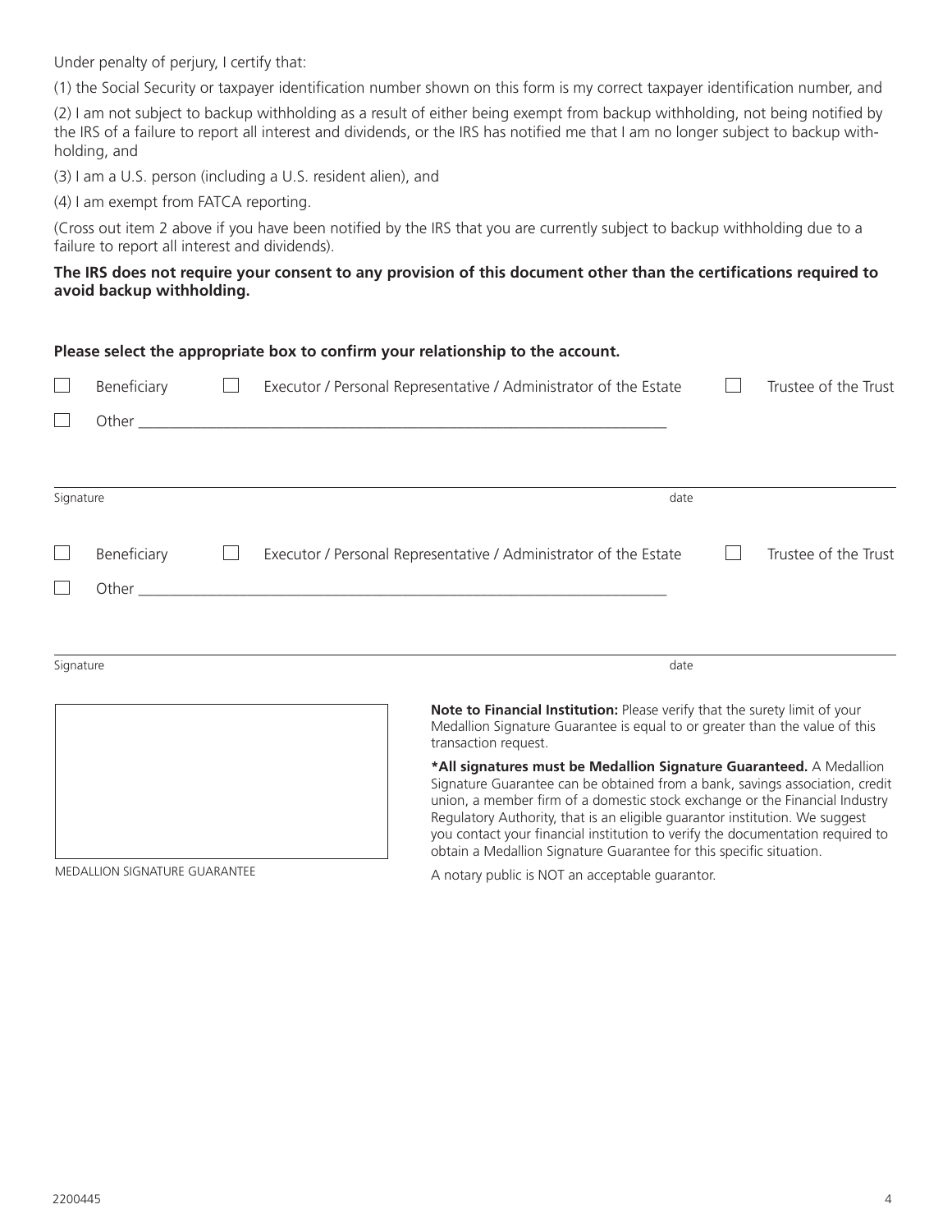Under penalty of perjury, I certify that:

(1) the Social Security or taxpayer identification number shown on this form is my correct taxpayer identification number, and

(2) I am not subject to backup withholding as a result of either being exempt from backup withholding, not being notified by the IRS of a failure to report all interest and dividends, or the IRS has notified me that I am no longer subject to backup withholding, and

(3) I am a U.S. person (including a U.S. resident alien), and

(4) I am exempt from FATCA reporting.

(Cross out item 2 above if you have been notified by the IRS that you are currently subject to backup withholding due to a failure to report all interest and dividends).

**The IRS does not require your consent to any provision of this document other than the certifications required to avoid backup withholding.**

**Please select the appropriate box to confirm your relationship to the account.**

☐ Beneficiary ☐ Executor / Personal Representative / Administrator of the Estate ☐ Trustee of the Trust

☐ Other ______________________________________________________________________

______________________________________________________________________

Signature date

☐ Beneficiary ☐ Executor / Personal Representative / Administrator of the Estate ☐ Trustee of the Trust

☐ Other ______________________________________________________________________

______________________________________________________________________

Signature date

MEDALLION SIGNATURE GUARANTEE

**Note to Financial Institution:** Please verify that the surety limit of your Medallion Signature Guarantee is equal to or greater than the value of this transaction request.

**\*All signatures must be Medallion Signature Guaranteed.** A Medallion Signature Guarantee can be obtained from a bank, savings association, credit union, a member firm of a domestic stock exchange or the Financial Industry Regulatory Authority, that is an eligible guarantor institution. We suggest you contact your financial institution to verify the documentation required to obtain a Medallion Signature Guarantee for this specific situation.

A notary public is NOT an acceptable guarantor.

2200445